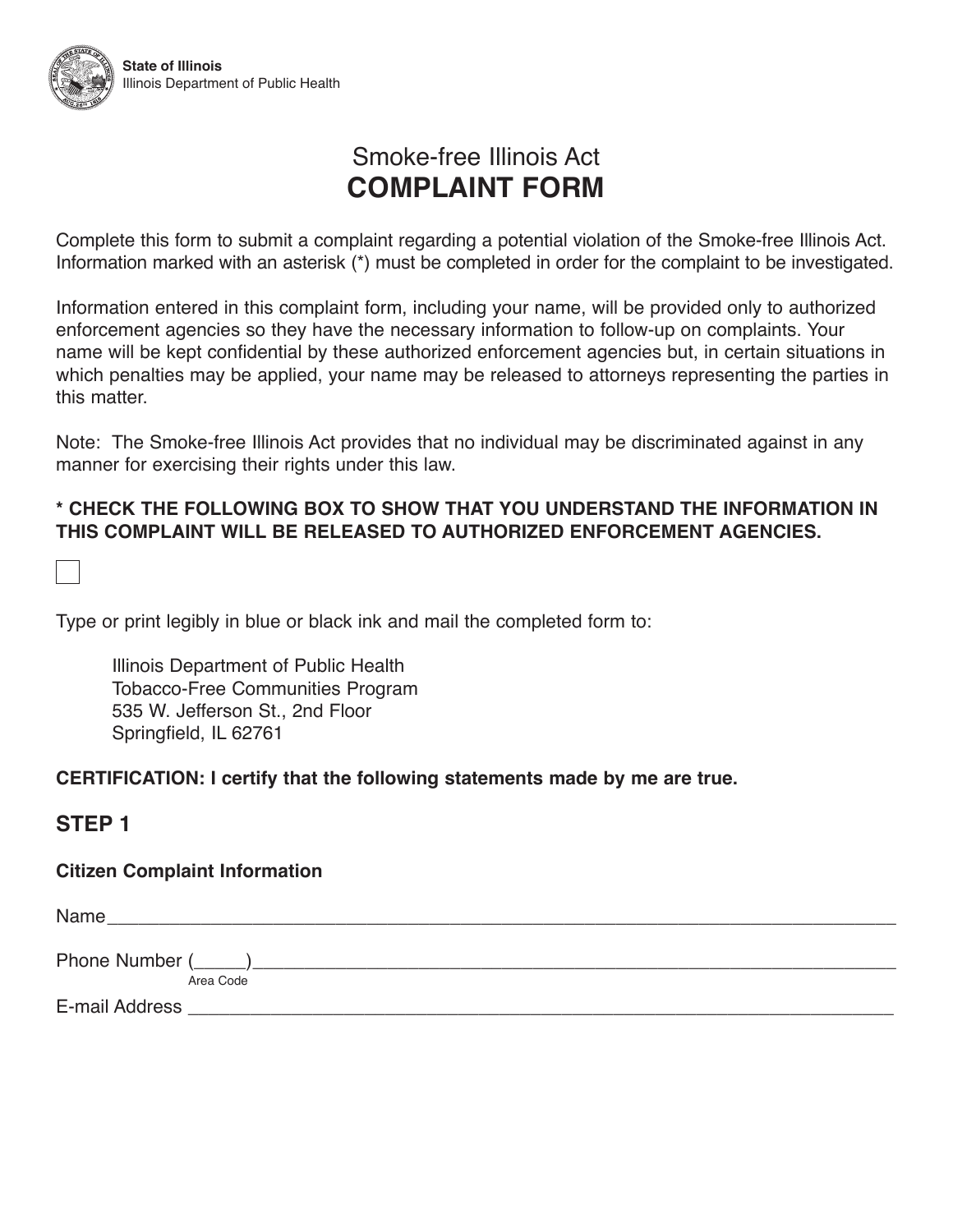**State of Illinois**
Illinois Department of Public Health

# Smoke-free Illinois Act
# COMPLAINT FORM

Complete this form to submit a complaint regarding a potential violation of the Smoke-free Illinois Act. Information marked with an asterisk (*) must be completed in order for the complaint to be investigated.

Information entered in this complaint form, including your name, will be provided only to authorized enforcement agencies so they have the necessary information to follow-up on complaints. Your name will be kept confidential by these authorized enforcement agencies but, in certain situations in which penalties may be applied, your name may be released to attorneys representing the parties in this matter.

Note: The Smoke-free Illinois Act provides that no individual may be discriminated against in any manner for exercising their rights under this law.

**\* CHECK THE FOLLOWING BOX TO SHOW THAT YOU UNDERSTAND THE INFORMATION IN THIS COMPLAINT WILL BE RELEASED TO AUTHORIZED ENFORCEMENT AGENCIES.**

☐

Type or print legibly in blue or black ink and mail the completed form to:

Illinois Department of Public Health
Tobacco-Free Communities Program
535 W. Jefferson St., 2nd Floor
Springfield, IL 62761

**CERTIFICATION: I certify that the following statements made by me are true.**

## STEP 1

**Citizen Complaint Information**

Name_______________________________________________________________________

Phone Number (_____)_________________________________________________________
Area Code

E-mail Address _______________________________________________________________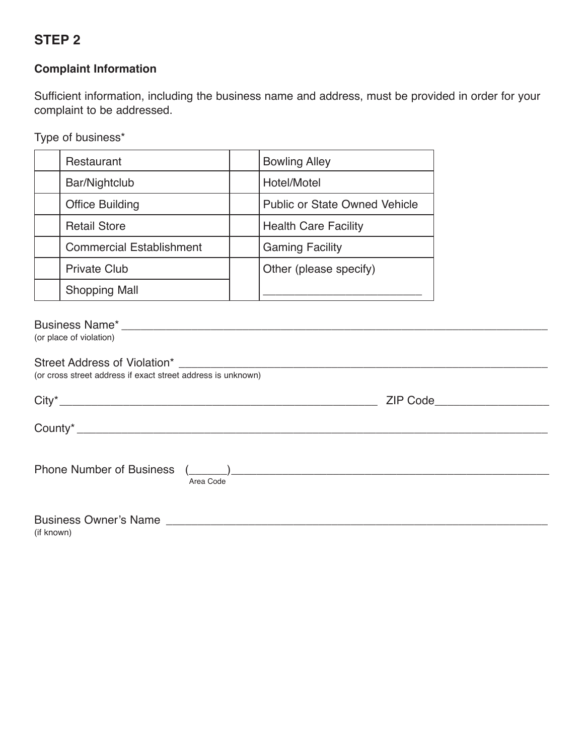## STEP 2

### Complaint Information

Sufficient information, including the business name and address, must be provided in order for your complaint to be addressed.

Type of business*

| | | | |
|---|---|---|---|
| | Restaurant | | Bowling Alley |
| | Bar/Nightclub | | Hotel/Motel |
| | Office Building | | Public or State Owned Vehicle |
| | Retail Store | | Health Care Facility |
| | Commercial Establishment | | Gaming Facility |
| | Private Club | | Other (please specify) ________________________ |
| | Shopping Mall | | |

Business Name* ______________________________________________________________________
(or place of violation)

Street Address of Violation* ______________________________________________________________
(or cross street address if exact street address is unknown)

City*_______________________________________________________ ZIP Code__________________

County* ______________________________________________________________________________

Phone Number of Business (______)__________________________________________________
Area Code

Business Owner's Name ____________________________________________________________
(if known)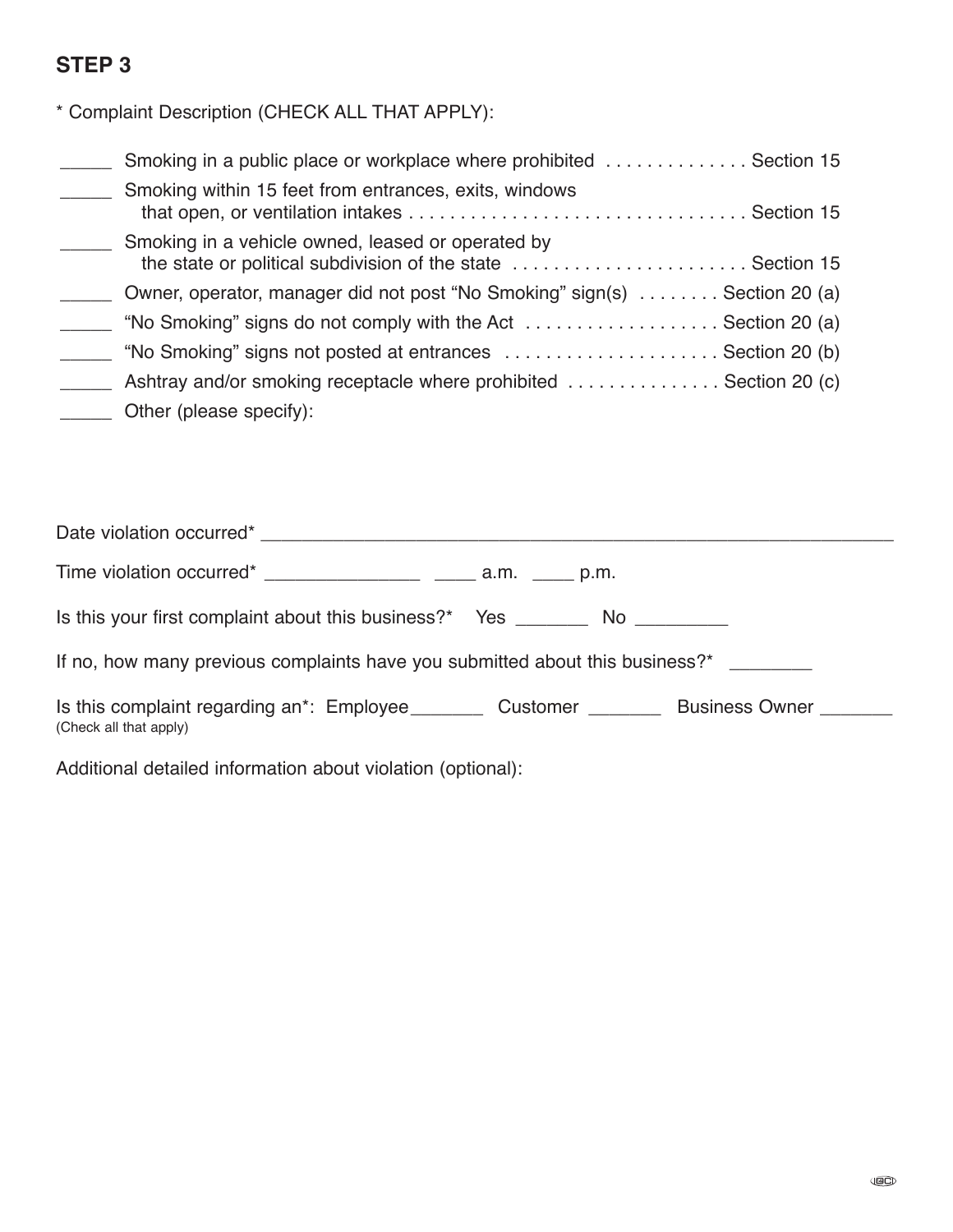## STEP 3

* Complaint Description (CHECK ALL THAT APPLY):

_____ Smoking in a public place or workplace where prohibited . . . . . . . . . . . . . . Section 15

_____ Smoking within 15 feet from entrances, exits, windows that open, or ventilation intakes . . . . . . . . . . . . . . . . . . . . . . . . . . . . . . . . . Section 15

_____ Smoking in a vehicle owned, leased or operated by the state or political subdivision of the state . . . . . . . . . . . . . . . . . . . . . . . Section 15

_____ Owner, operator, manager did not post “No Smoking” sign(s) . . . . . . . . Section 20 (a)

_____ “No Smoking” signs do not comply with the Act . . . . . . . . . . . . . . . . . . . Section 20 (a)

_____ “No Smoking” signs not posted at entrances . . . . . . . . . . . . . . . . . . . . . Section 20 (b)

_____ Ashtray and/or smoking receptacle where prohibited . . . . . . . . . . . . . . . Section 20 (c)

_____ Other (please specify):

Date violation occurred* ______________________________________________________________

Time violation occurred* _______________ ____ a.m. ____ p.m.

Is this your first complaint about this business?* Yes _______ No _________

If no, how many previous complaints have you submitted about this business?* ________

Is this complaint regarding an*: Employee_______ Customer _______ Business Owner _______
(Check all that apply)

Additional detailed information about violation (optional):